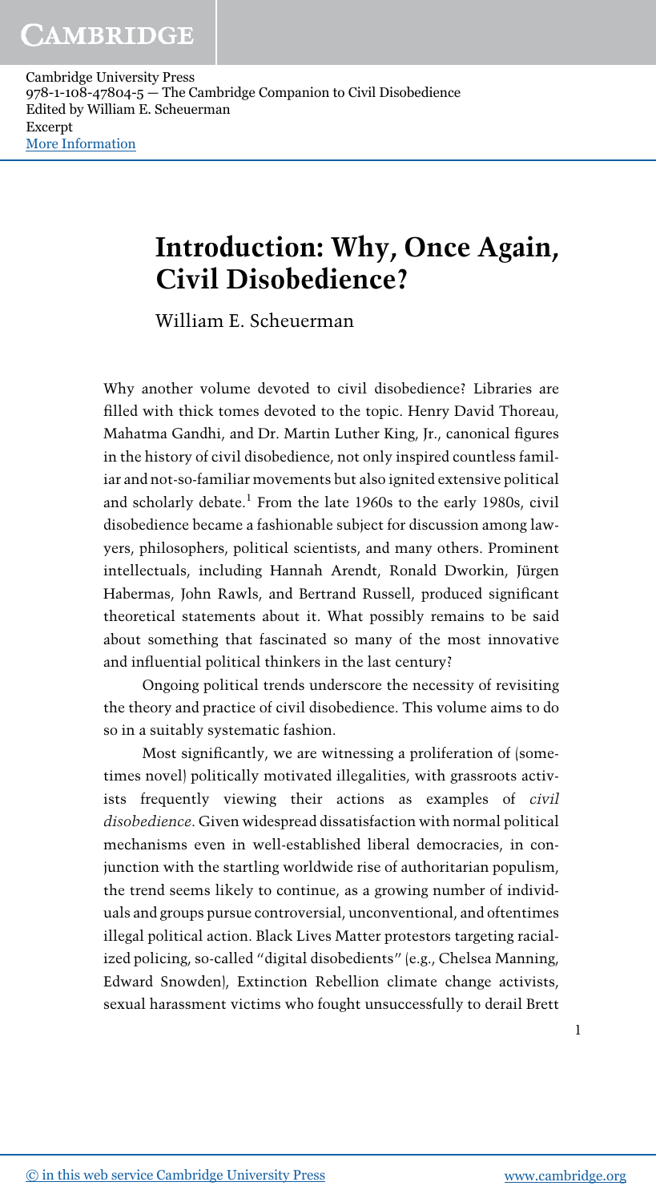# Introduction: Why, Once Again, Civil Disobedience?

William E. Scheuerman

Why another volume devoted to civil disobedience? Libraries are filled with thick tomes devoted to the topic. Henry David Thoreau, Mahatma Gandhi, and Dr. Martin Luther King, Jr., canonical figures in the history of civil disobedience, not only inspired countless familiar and not-so-familiar movements but also ignited extensive political and scholarly debate.[1] From the late 1960s to the early 1980s, civil disobedience became a fashionable subject for discussion among lawyers, philosophers, political scientists, and many others. Prominent intellectuals, including Hannah Arendt, Ronald Dworkin, Jürgen Habermas, John Rawls, and Bertrand Russell, produced significant theoretical statements about it. What possibly remains to be said about something that fascinated so many of the most innovative and influential political thinkers in the last century?

Ongoing political trends underscore the necessity of revisiting the theory and practice of civil disobedience. This volume aims to do so in a suitably systematic fashion.

Most significantly, we are witnessing a proliferation of (sometimes novel) politically motivated illegalities, with grassroots activists frequently viewing their actions as examples of *civil disobedience*. Given widespread dissatisfaction with normal political mechanisms even in well-established liberal democracies, in conjunction with the startling worldwide rise of authoritarian populism, the trend seems likely to continue, as a growing number of individuals and groups pursue controversial, unconventional, and oftentimes illegal political action. Black Lives Matter protestors targeting racialized policing, so-called "digital disobedients" (e.g., Chelsea Manning, Edward Snowden), Extinction Rebellion climate change activists, sexual harassment victims who fought unsuccessfully to derail Brett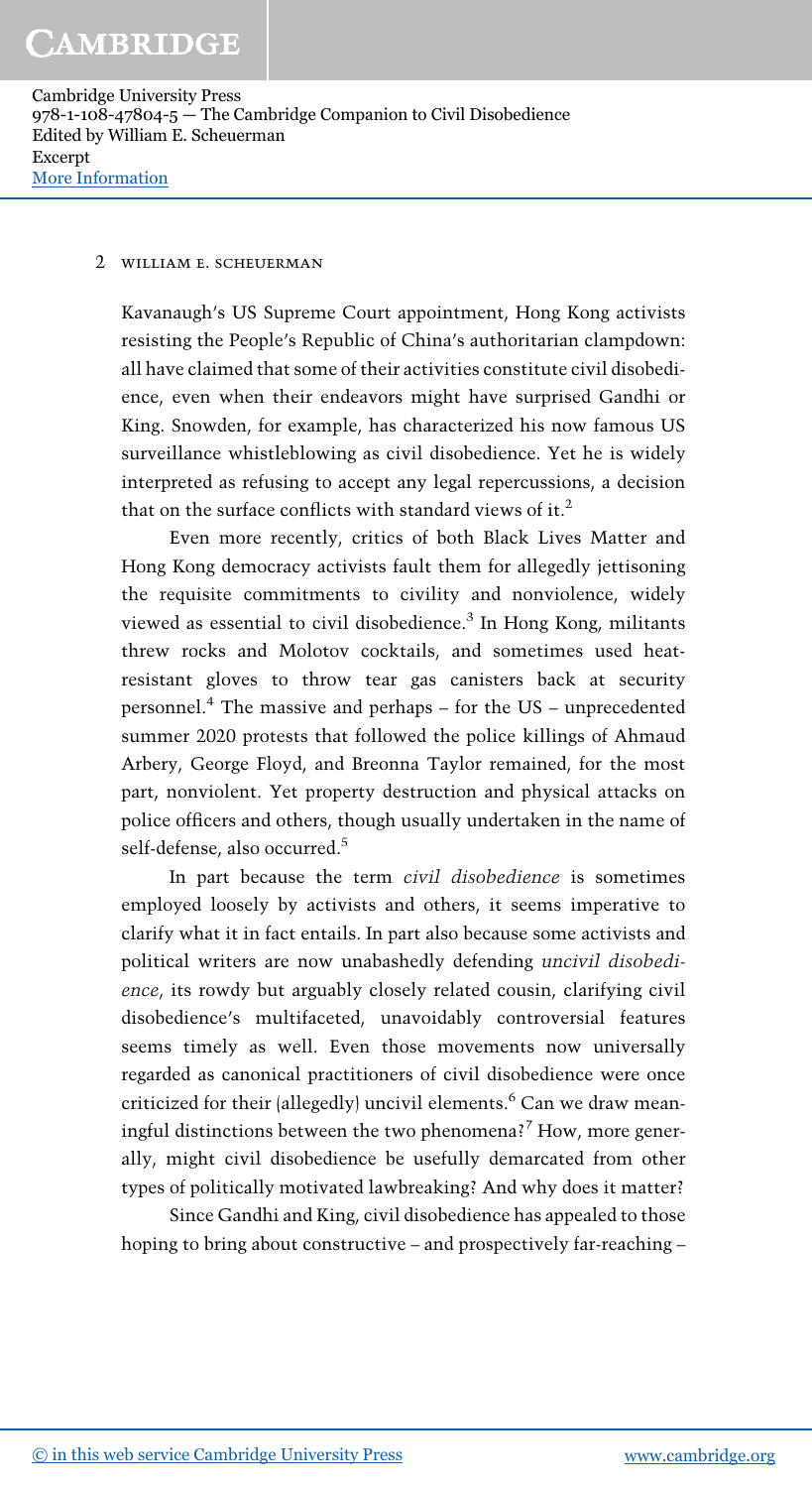Kavanaugh's US Supreme Court appointment, Hong Kong activists resisting the People's Republic of China's authoritarian clampdown: all have claimed that some of their activities constitute civil disobedience, even when their endeavors might have surprised Gandhi or King. Snowden, for example, has characterized his now famous US surveillance whistleblowing as civil disobedience. Yet he is widely interpreted as refusing to accept any legal repercussions, a decision that on the surface conflicts with standard views of it.[2]

Even more recently, critics of both Black Lives Matter and Hong Kong democracy activists fault them for allegedly jettisoning the requisite commitments to civility and nonviolence, widely viewed as essential to civil disobedience.[3] In Hong Kong, militants threw rocks and Molotov cocktails, and sometimes used heat-resistant gloves to throw tear gas canisters back at security personnel.[4] The massive and perhaps – for the US – unprecedented summer 2020 protests that followed the police killings of Ahmaud Arbery, George Floyd, and Breonna Taylor remained, for the most part, nonviolent. Yet property destruction and physical attacks on police officers and others, though usually undertaken in the name of self-defense, also occurred.[5]

In part because the term *civil disobedience* is sometimes employed loosely by activists and others, it seems imperative to clarify what it in fact entails. In part also because some activists and political writers are now unabashedly defending *uncivil disobedience*, its rowdy but arguably closely related cousin, clarifying civil disobedience's multifaceted, unavoidably controversial features seems timely as well. Even those movements now universally regarded as canonical practitioners of civil disobedience were once criticized for their (allegedly) uncivil elements.[6] Can we draw meaningful distinctions between the two phenomena?[7] How, more generally, might civil disobedience be usefully demarcated from other types of politically motivated lawbreaking? And why does it matter?

Since Gandhi and King, civil disobedience has appealed to those hoping to bring about constructive – and prospectively far-reaching –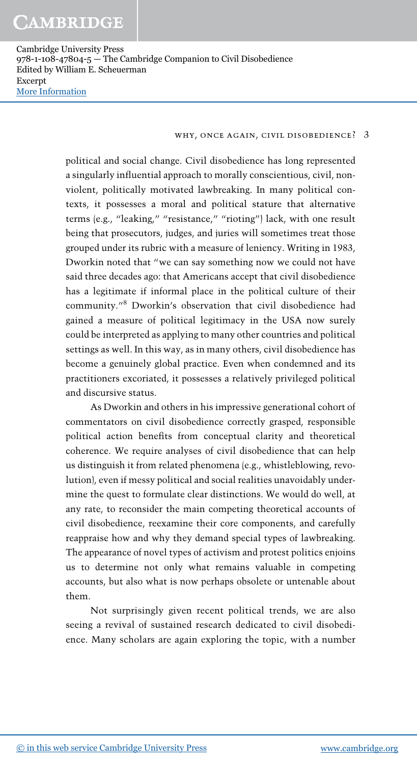political and social change. Civil disobedience has long represented a singularly influential approach to morally conscientious, civil, nonviolent, politically motivated lawbreaking. In many political contexts, it possesses a moral and political stature that alternative terms (e.g., "leaking," "resistance," "rioting") lack, with one result being that prosecutors, judges, and juries will sometimes treat those grouped under its rubric with a measure of leniency. Writing in 1983, Dworkin noted that "we can say something now we could not have said three decades ago: that Americans accept that civil disobedience has a legitimate if informal place in the political culture of their community."[8] Dworkin's observation that civil disobedience had gained a measure of political legitimacy in the USA now surely could be interpreted as applying to many other countries and political settings as well. In this way, as in many others, civil disobedience has become a genuinely global practice. Even when condemned and its practitioners excoriated, it possesses a relatively privileged political and discursive status.

As Dworkin and others in his impressive generational cohort of commentators on civil disobedience correctly grasped, responsible political action benefits from conceptual clarity and theoretical coherence. We require analyses of civil disobedience that can help us distinguish it from related phenomena (e.g., whistleblowing, revolution), even if messy political and social realities unavoidably undermine the quest to formulate clear distinctions. We would do well, at any rate, to reconsider the main competing theoretical accounts of civil disobedience, reexamine their core components, and carefully reappraise how and why they demand special types of lawbreaking. The appearance of novel types of activism and protest politics enjoins us to determine not only what remains valuable in competing accounts, but also what is now perhaps obsolete or untenable about them.

Not surprisingly given recent political trends, we are also seeing a revival of sustained research dedicated to civil disobedience. Many scholars are again exploring the topic, with a number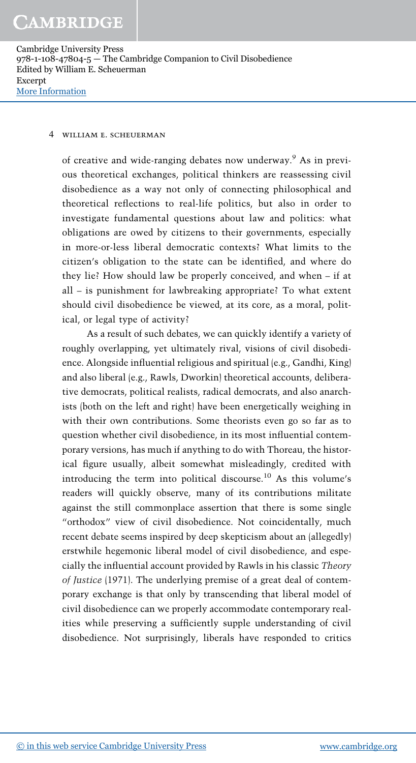of creative and wide-ranging debates now underway.[9] As in previous theoretical exchanges, political thinkers are reassessing civil disobedience as a way not only of connecting philosophical and theoretical reflections to real-life politics, but also in order to investigate fundamental questions about law and politics: what obligations are owed by citizens to their governments, especially in more-or-less liberal democratic contexts? What limits to the citizen's obligation to the state can be identified, and where do they lie? How should law be properly conceived, and when – if at all – is punishment for lawbreaking appropriate? To what extent should civil disobedience be viewed, at its core, as a moral, political, or legal type of activity?

As a result of such debates, we can quickly identify a variety of roughly overlapping, yet ultimately rival, visions of civil disobedience. Alongside influential religious and spiritual (e.g., Gandhi, King) and also liberal (e.g., Rawls, Dworkin) theoretical accounts, deliberative democrats, political realists, radical democrats, and also anarchists (both on the left and right) have been energetically weighing in with their own contributions. Some theorists even go so far as to question whether civil disobedience, in its most influential contemporary versions, has much if anything to do with Thoreau, the historical figure usually, albeit somewhat misleadingly, credited with introducing the term into political discourse.[10] As this volume's readers will quickly observe, many of its contributions militate against the still commonplace assertion that there is some single "orthodox" view of civil disobedience. Not coincidentally, much recent debate seems inspired by deep skepticism about an (allegedly) erstwhile hegemonic liberal model of civil disobedience, and especially the influential account provided by Rawls in his classic *Theory of Justice* (1971). The underlying premise of a great deal of contemporary exchange is that only by transcending that liberal model of civil disobedience can we properly accommodate contemporary realities while preserving a sufficiently supple understanding of civil disobedience. Not surprisingly, liberals have responded to critics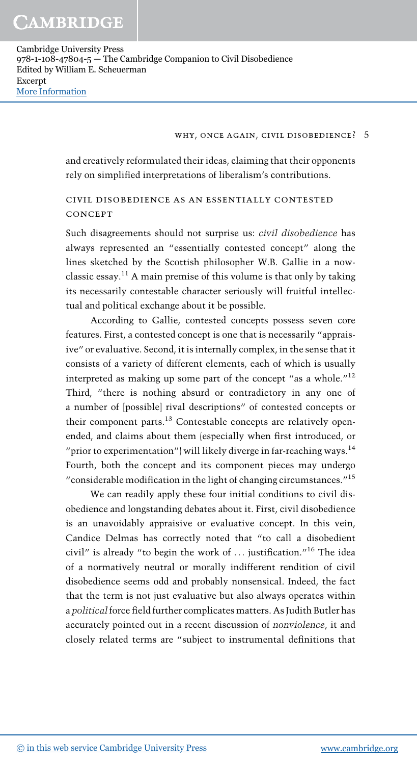and creatively reformulated their ideas, claiming that their opponents rely on simplified interpretations of liberalism's contributions.

## CIVIL DISOBEDIENCE AS AN ESSENTIALLY CONTESTED CONCEPT

Such disagreements should not surprise us: *civil disobedience* has always represented an "essentially contested concept" along the lines sketched by the Scottish philosopher W.B. Gallie in a now-classic essay.[11] A main premise of this volume is that only by taking its necessarily contestable character seriously will fruitful intellectual and political exchange about it be possible.

According to Gallie, contested concepts possess seven core features. First, a contested concept is one that is necessarily "appraisive" or evaluative. Second, it is internally complex, in the sense that it consists of a variety of different elements, each of which is usually interpreted as making up some part of the concept "as a whole."[12] Third, "there is nothing absurd or contradictory in any one of a number of [possible] rival descriptions" of contested concepts or their component parts.[13] Contestable concepts are relatively open-ended, and claims about them (especially when first introduced, or "prior to experimentation") will likely diverge in far-reaching ways.[14] Fourth, both the concept and its component pieces may undergo "considerable modification in the light of changing circumstances."[15]

We can readily apply these four initial conditions to civil disobedience and longstanding debates about it. First, civil disobedience is an unavoidably appraisive or evaluative concept. In this vein, Candice Delmas has correctly noted that "to call a disobedient civil" is already "to begin the work of ... justification."[16] The idea of a normatively neutral or morally indifferent rendition of civil disobedience seems odd and probably nonsensical. Indeed, the fact that the term is not just evaluative but also always operates within a *political* force field further complicates matters. As Judith Butler has accurately pointed out in a recent discussion of *nonviolence*, it and closely related terms are "subject to instrumental definitions that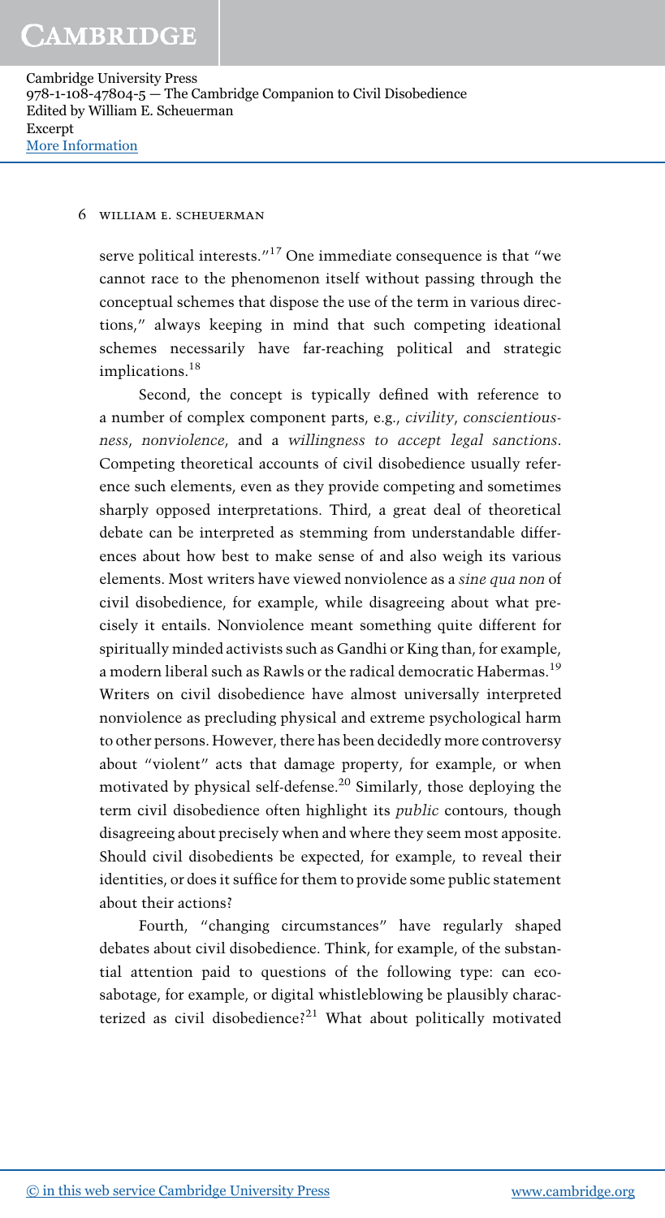serve political interests."[17] One immediate consequence is that "we cannot race to the phenomenon itself without passing through the conceptual schemes that dispose the use of the term in various directions," always keeping in mind that such competing ideational schemes necessarily have far-reaching political and strategic implications.[18]

Second, the concept is typically defined with reference to a number of complex component parts, e.g., *civility*, *conscientiousness*, *nonviolence*, and a *willingness to accept legal sanctions*. Competing theoretical accounts of civil disobedience usually reference such elements, even as they provide competing and sometimes sharply opposed interpretations. Third, a great deal of theoretical debate can be interpreted as stemming from understandable differences about how best to make sense of and also weigh its various elements. Most writers have viewed nonviolence as a *sine qua non* of civil disobedience, for example, while disagreeing about what precisely it entails. Nonviolence meant something quite different for spiritually minded activists such as Gandhi or King than, for example, a modern liberal such as Rawls or the radical democratic Habermas.[19] Writers on civil disobedience have almost universally interpreted nonviolence as precluding physical and extreme psychological harm to other persons. However, there has been decidedly more controversy about "violent" acts that damage property, for example, or when motivated by physical self-defense.[20] Similarly, those deploying the term civil disobedience often highlight its *public* contours, though disagreeing about precisely when and where they seem most apposite. Should civil disobedients be expected, for example, to reveal their identities, or does it suffice for them to provide some public statement about their actions?

Fourth, "changing circumstances" have regularly shaped debates about civil disobedience. Think, for example, of the substantial attention paid to questions of the following type: can eco-sabotage, for example, or digital whistleblowing be plausibly characterized as civil disobedience?[21] What about politically motivated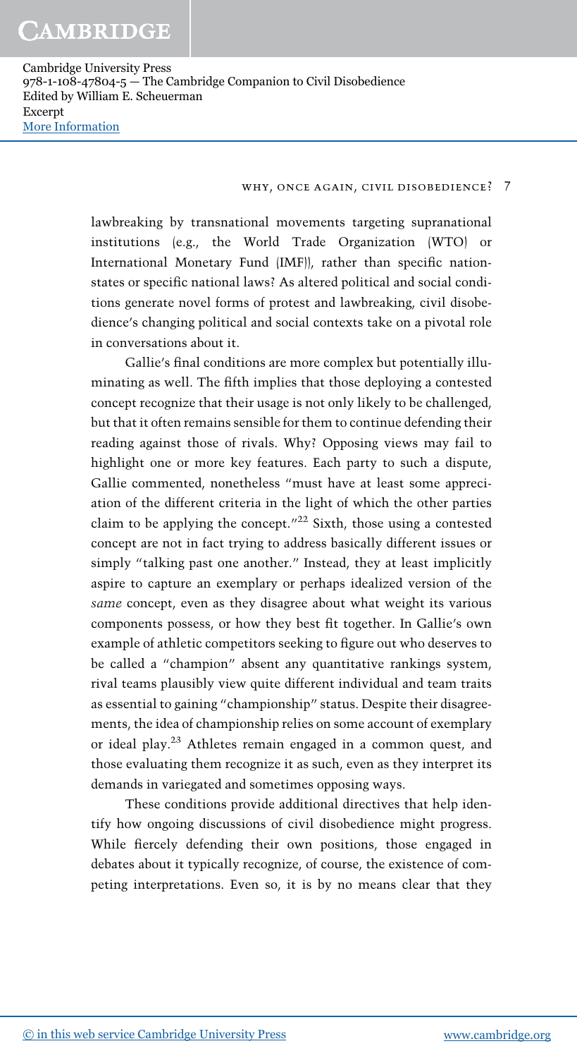lawbreaking by transnational movements targeting supranational institutions (e.g., the World Trade Organization (WTO) or International Monetary Fund (IMF)), rather than specific nation-states or specific national laws? As altered political and social conditions generate novel forms of protest and lawbreaking, civil disobedience's changing political and social contexts take on a pivotal role in conversations about it.

Gallie's final conditions are more complex but potentially illuminating as well. The fifth implies that those deploying a contested concept recognize that their usage is not only likely to be challenged, but that it often remains sensible for them to continue defending their reading against those of rivals. Why? Opposing views may fail to highlight one or more key features. Each party to such a dispute, Gallie commented, nonetheless "must have at least some appreciation of the different criteria in the light of which the other parties claim to be applying the concept."[22] Sixth, those using a contested concept are not in fact trying to address basically different issues or simply "talking past one another." Instead, they at least implicitly aspire to capture an exemplary or perhaps idealized version of the *same* concept, even as they disagree about what weight its various components possess, or how they best fit together. In Gallie's own example of athletic competitors seeking to figure out who deserves to be called a "champion" absent any quantitative rankings system, rival teams plausibly view quite different individual and team traits as essential to gaining "championship" status. Despite their disagreements, the idea of championship relies on some account of exemplary or ideal play.[23] Athletes remain engaged in a common quest, and those evaluating them recognize it as such, even as they interpret its demands in variegated and sometimes opposing ways.

These conditions provide additional directives that help identify how ongoing discussions of civil disobedience might progress. While fiercely defending their own positions, those engaged in debates about it typically recognize, of course, the existence of competing interpretations. Even so, it is by no means clear that they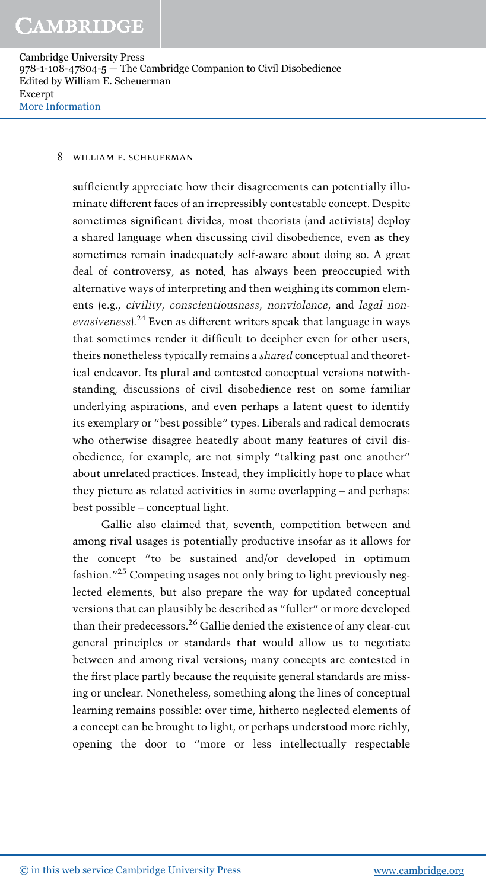sufficiently appreciate how their disagreements can potentially illuminate different faces of an irrepressibly contestable concept. Despite sometimes significant divides, most theorists (and activists) deploy a shared language when discussing civil disobedience, even as they sometimes remain inadequately self-aware about doing so. A great deal of controversy, as noted, has always been preoccupied with alternative ways of interpreting and then weighing its common elements (e.g., *civility*, *conscientiousness*, *nonviolence*, and *legal non-evasiveness*).[24] Even as different writers speak that language in ways that sometimes render it difficult to decipher even for other users, theirs nonetheless typically remains a *shared* conceptual and theoretical endeavor. Its plural and contested conceptual versions notwithstanding, discussions of civil disobedience rest on some familiar underlying aspirations, and even perhaps a latent quest to identify its exemplary or "best possible" types. Liberals and radical democrats who otherwise disagree heatedly about many features of civil disobedience, for example, are not simply "talking past one another" about unrelated practices. Instead, they implicitly hope to place what they picture as related activities in some overlapping – and perhaps: best possible – conceptual light.

Gallie also claimed that, seventh, competition between and among rival usages is potentially productive insofar as it allows for the concept "to be sustained and/or developed in optimum fashion."[25] Competing usages not only bring to light previously neglected elements, but also prepare the way for updated conceptual versions that can plausibly be described as "fuller" or more developed than their predecessors.[26] Gallie denied the existence of any clear-cut general principles or standards that would allow us to negotiate between and among rival versions; many concepts are contested in the first place partly because the requisite general standards are missing or unclear. Nonetheless, something along the lines of conceptual learning remains possible: over time, hitherto neglected elements of a concept can be brought to light, or perhaps understood more richly, opening the door to "more or less intellectually respectable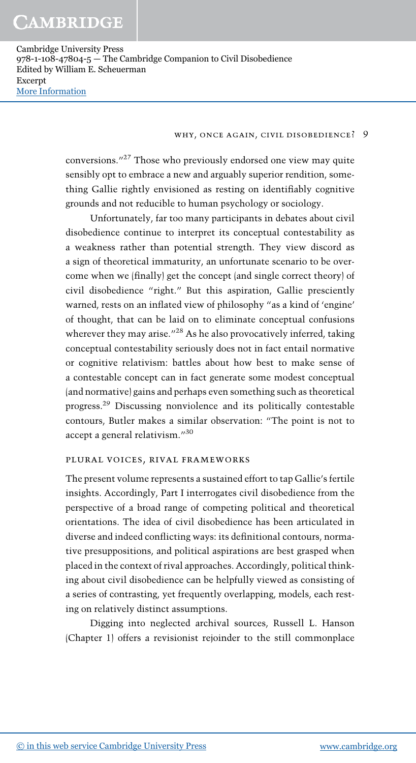conversions."[27] Those who previously endorsed one view may quite sensibly opt to embrace a new and arguably superior rendition, something Gallie rightly envisioned as resting on identifiably cognitive grounds and not reducible to human psychology or sociology.

Unfortunately, far too many participants in debates about civil disobedience continue to interpret its conceptual contestability as a weakness rather than potential strength. They view discord as a sign of theoretical immaturity, an unfortunate scenario to be overcome when we (finally) get the concept (and single correct theory) of civil disobedience "right." But this aspiration, Gallie presciently warned, rests on an inflated view of philosophy "as a kind of 'engine' of thought, that can be laid on to eliminate conceptual confusions wherever they may arise."[28] As he also provocatively inferred, taking conceptual contestability seriously does not in fact entail normative or cognitive relativism: battles about how best to make sense of a contestable concept can in fact generate some modest conceptual (and normative) gains and perhaps even something such as theoretical progress.[29] Discussing nonviolence and its politically contestable contours, Butler makes a similar observation: "The point is not to accept a general relativism."[30]

## Plural Voices, Rival Frameworks

The present volume represents a sustained effort to tap Gallie's fertile insights. Accordingly, Part I interrogates civil disobedience from the perspective of a broad range of competing political and theoretical orientations. The idea of civil disobedience has been articulated in diverse and indeed conflicting ways: its definitional contours, normative presuppositions, and political aspirations are best grasped when placed in the context of rival approaches. Accordingly, political thinking about civil disobedience can be helpfully viewed as consisting of a series of contrasting, yet frequently overlapping, models, each resting on relatively distinct assumptions.

Digging into neglected archival sources, Russell L. Hanson (Chapter 1) offers a revisionist rejoinder to the still commonplace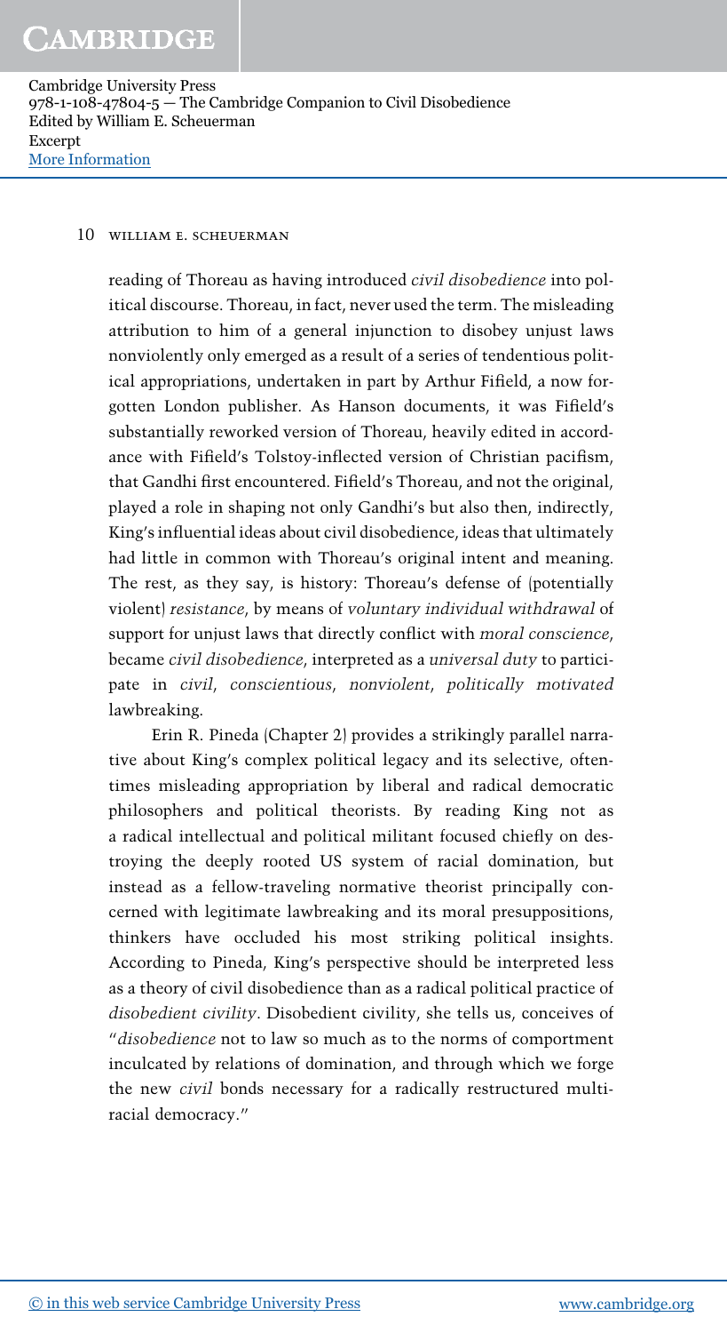reading of Thoreau as having introduced *civil disobedience* into political discourse. Thoreau, in fact, never used the term. The misleading attribution to him of a general injunction to disobey unjust laws nonviolently only emerged as a result of a series of tendentious political appropriations, undertaken in part by Arthur Fifield, a now forgotten London publisher. As Hanson documents, it was Fifield's substantially reworked version of Thoreau, heavily edited in accordance with Fifield's Tolstoy-inflected version of Christian pacifism, that Gandhi first encountered. Fifield's Thoreau, and not the original, played a role in shaping not only Gandhi's but also then, indirectly, King's influential ideas about civil disobedience, ideas that ultimately had little in common with Thoreau's original intent and meaning. The rest, as they say, is history: Thoreau's defense of (potentially violent) *resistance*, by means of *voluntary individual withdrawal* of support for unjust laws that directly conflict with *moral conscience*, became *civil disobedience*, interpreted as a *universal duty* to participate in *civil*, *conscientious*, *nonviolent*, *politically motivated* lawbreaking.

Erin R. Pineda (Chapter 2) provides a strikingly parallel narrative about King's complex political legacy and its selective, oftentimes misleading appropriation by liberal and radical democratic philosophers and political theorists. By reading King not as a radical intellectual and political militant focused chiefly on destroying the deeply rooted US system of racial domination, but instead as a fellow-traveling normative theorist principally concerned with legitimate lawbreaking and its moral presuppositions, thinkers have occluded his most striking political insights. According to Pineda, King's perspective should be interpreted less as a theory of civil disobedience than as a radical political practice of *disobedient civility*. Disobedient civility, she tells us, conceives of "*disobedience* not to law so much as to the norms of comportment inculcated by relations of domination, and through which we forge the new *civil* bonds necessary for a radically restructured multiracial democracy."